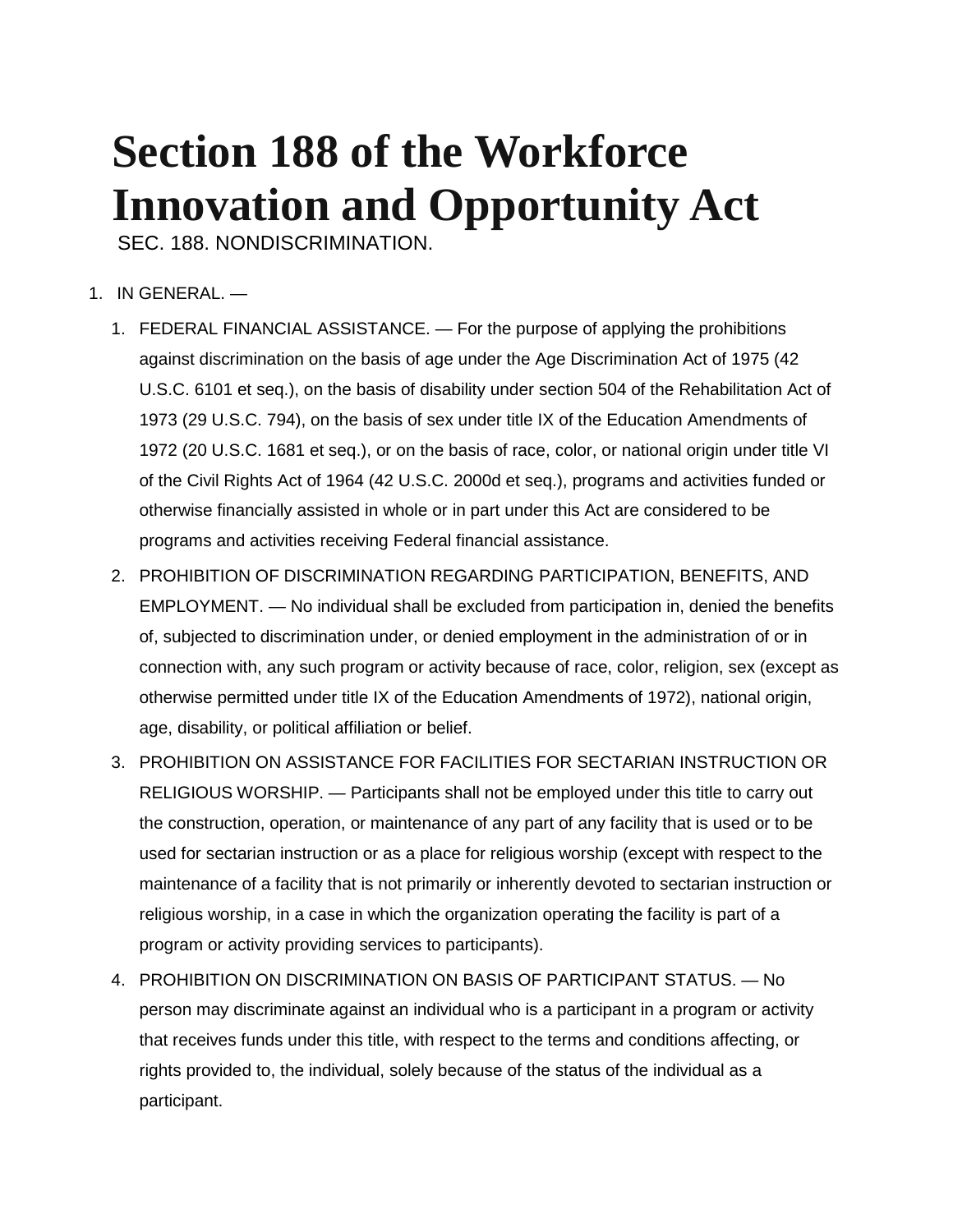# Section 188 of the Workforce Innovation and Opportunity Act

SEC. 188. NONDISCRIMINATION.

1. IN GENERAL. —
   1. FEDERAL FINANCIAL ASSISTANCE. — For the purpose of applying the prohibitions against discrimination on the basis of age under the Age Discrimination Act of 1975 (42 U.S.C. 6101 et seq.), on the basis of disability under section 504 of the Rehabilitation Act of 1973 (29 U.S.C. 794), on the basis of sex under title IX of the Education Amendments of 1972 (20 U.S.C. 1681 et seq.), or on the basis of race, color, or national origin under title VI of the Civil Rights Act of 1964 (42 U.S.C. 2000d et seq.), programs and activities funded or otherwise financially assisted in whole or in part under this Act are considered to be programs and activities receiving Federal financial assistance.
   2. PROHIBITION OF DISCRIMINATION REGARDING PARTICIPATION, BENEFITS, AND EMPLOYMENT. — No individual shall be excluded from participation in, denied the benefits of, subjected to discrimination under, or denied employment in the administration of or in connection with, any such program or activity because of race, color, religion, sex (except as otherwise permitted under title IX of the Education Amendments of 1972), national origin, age, disability, or political affiliation or belief.
   3. PROHIBITION ON ASSISTANCE FOR FACILITIES FOR SECTARIAN INSTRUCTION OR RELIGIOUS WORSHIP. — Participants shall not be employed under this title to carry out the construction, operation, or maintenance of any part of any facility that is used or to be used for sectarian instruction or as a place for religious worship (except with respect to the maintenance of a facility that is not primarily or inherently devoted to sectarian instruction or religious worship, in a case in which the organization operating the facility is part of a program or activity providing services to participants).
   4. PROHIBITION ON DISCRIMINATION ON BASIS OF PARTICIPANT STATUS. — No person may discriminate against an individual who is a participant in a program or activity that receives funds under this title, with respect to the terms and conditions affecting, or rights provided to, the individual, solely because of the status of the individual as a participant.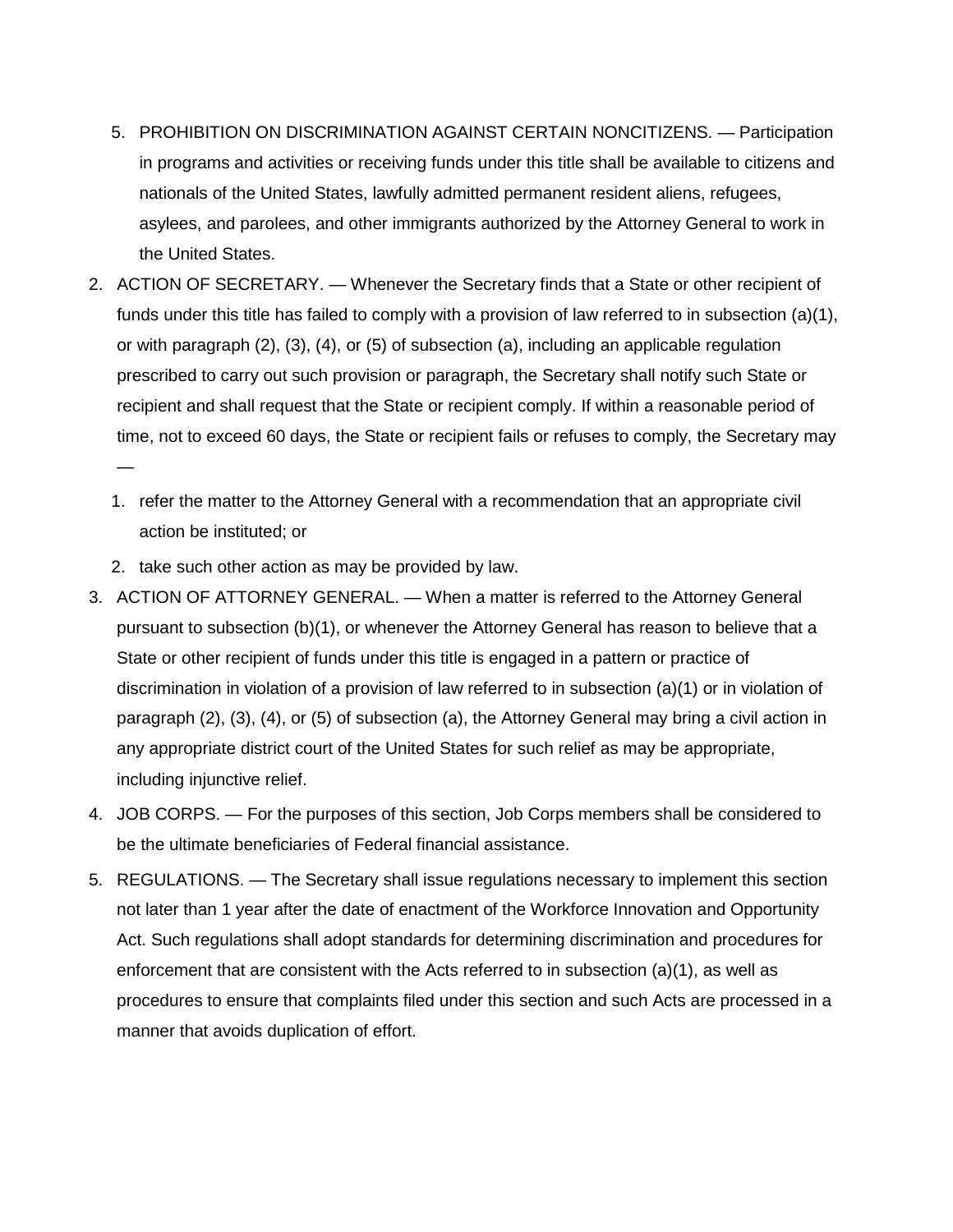5. PROHIBITION ON DISCRIMINATION AGAINST CERTAIN NONCITIZENS. — Participation in programs and activities or receiving funds under this title shall be available to citizens and nationals of the United States, lawfully admitted permanent resident aliens, refugees, asylees, and parolees, and other immigrants authorized by the Attorney General to work in the United States.

2. ACTION OF SECRETARY. — Whenever the Secretary finds that a State or other recipient of funds under this title has failed to comply with a provision of law referred to in subsection (a)(1), or with paragraph (2), (3), (4), or (5) of subsection (a), including an applicable regulation prescribed to carry out such provision or paragraph, the Secretary shall notify such State or recipient and shall request that the State or recipient comply. If within a reasonable period of time, not to exceed 60 days, the State or recipient fails or refuses to comply, the Secretary may —
   1. refer the matter to the Attorney General with a recommendation that an appropriate civil action be instituted; or
   2. take such other action as may be provided by law.
3. ACTION OF ATTORNEY GENERAL. — When a matter is referred to the Attorney General pursuant to subsection (b)(1), or whenever the Attorney General has reason to believe that a State or other recipient of funds under this title is engaged in a pattern or practice of discrimination in violation of a provision of law referred to in subsection (a)(1) or in violation of paragraph (2), (3), (4), or (5) of subsection (a), the Attorney General may bring a civil action in any appropriate district court of the United States for such relief as may be appropriate, including injunctive relief.
4. JOB CORPS. — For the purposes of this section, Job Corps members shall be considered to be the ultimate beneficiaries of Federal financial assistance.
5. REGULATIONS. — The Secretary shall issue regulations necessary to implement this section not later than 1 year after the date of enactment of the Workforce Innovation and Opportunity Act. Such regulations shall adopt standards for determining discrimination and procedures for enforcement that are consistent with the Acts referred to in subsection (a)(1), as well as procedures to ensure that complaints filed under this section and such Acts are processed in a manner that avoids duplication of effort.